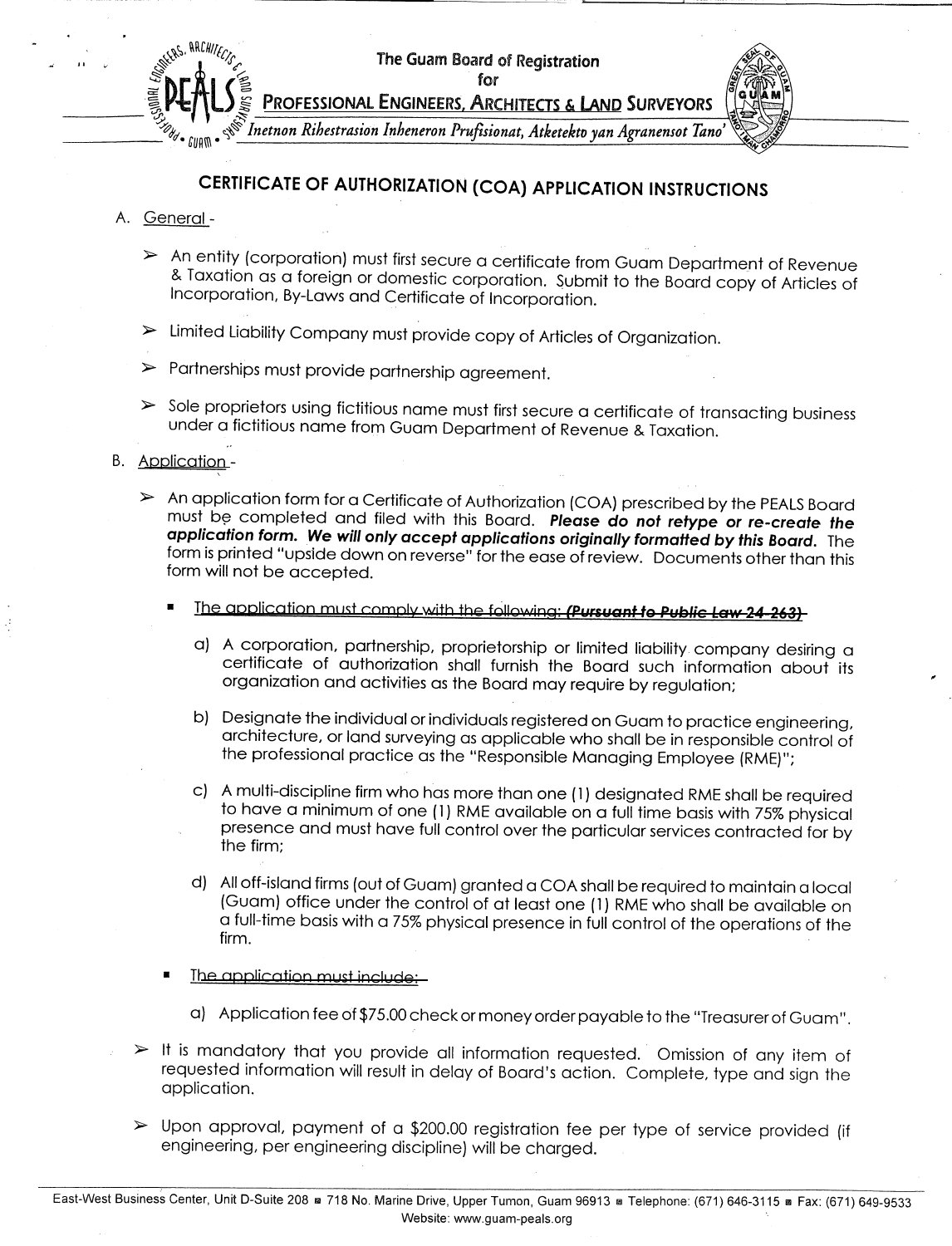The Guam Board of Registration
for
PROFESSIONAL ENGINEERS, ARCHITECTS & LAND SURVEYORS

*Inetnon Ribestrasion Inheneron Prufisionat, Atketekto yan Agranensot Tano'*

# CERTIFICATE OF AUTHORIZATION (COA) APPLICATION INSTRUCTIONS

A. General -

- An entity (corporation) must first secure a certificate from Guam Department of Revenue & Taxation as a foreign or domestic corporation. Submit to the Board copy of Articles of Incorporation, By-Laws and Certificate of Incorporation.
- Limited Liability Company must provide copy of Articles of Organization.
- Partnerships must provide partnership agreement.
- Sole proprietors using fictitious name must first secure a certificate of transacting business under a fictitious name from Guam Department of Revenue & Taxation.

B. Application -

- An application form for a Certificate of Authorization (COA) prescribed by the PEALS Board must be completed and filed with this Board. ***Please do not retype or re-create the application form. We will only accept applications originally formatted by this Board.*** The form is printed "upside down on reverse" for the ease of review. Documents other than this form will not be accepted.
  - The application must comply with the following: ***(Pursuant to Public Law 24-263)***
    - a) A corporation, partnership, proprietorship or limited liability company desiring a certificate of authorization shall furnish the Board such information about its organization and activities as the Board may require by regulation;
    - b) Designate the individual or individuals registered on Guam to practice engineering, architecture, or land surveying as applicable who shall be in responsible control of the professional practice as the "Responsible Managing Employee (RME)";
    - c) A multi-discipline firm who has more than one (1) designated RME shall be required to have a minimum of one (1) RME available on a full time basis with 75% physical presence and must have full control over the particular services contracted for by the firm;
    - d) All off-island firms (out of Guam) granted a COA shall be required to maintain a local (Guam) office under the control of at least one (1) RME who shall be available on a full-time basis with a 75% physical presence in full control of the operations of the firm.
  - The application must include:
    - a) Application fee of $75.00 check or money order payable to the "Treasurer of Guam".
- It is mandatory that you provide all information requested. Omission of any item of requested information will result in delay of Board's action. Complete, type and sign the application.
- Upon approval, payment of a $200.00 registration fee per type of service provided (if engineering, per engineering discipline) will be charged.

East-West Business Center, Unit D-Suite 208 ■ 718 No. Marine Drive, Upper Tumon, Guam 96913 ■ Telephone: (671) 646-3115 ■ Fax: (671) 649-9533
Website: www.guam-peals.org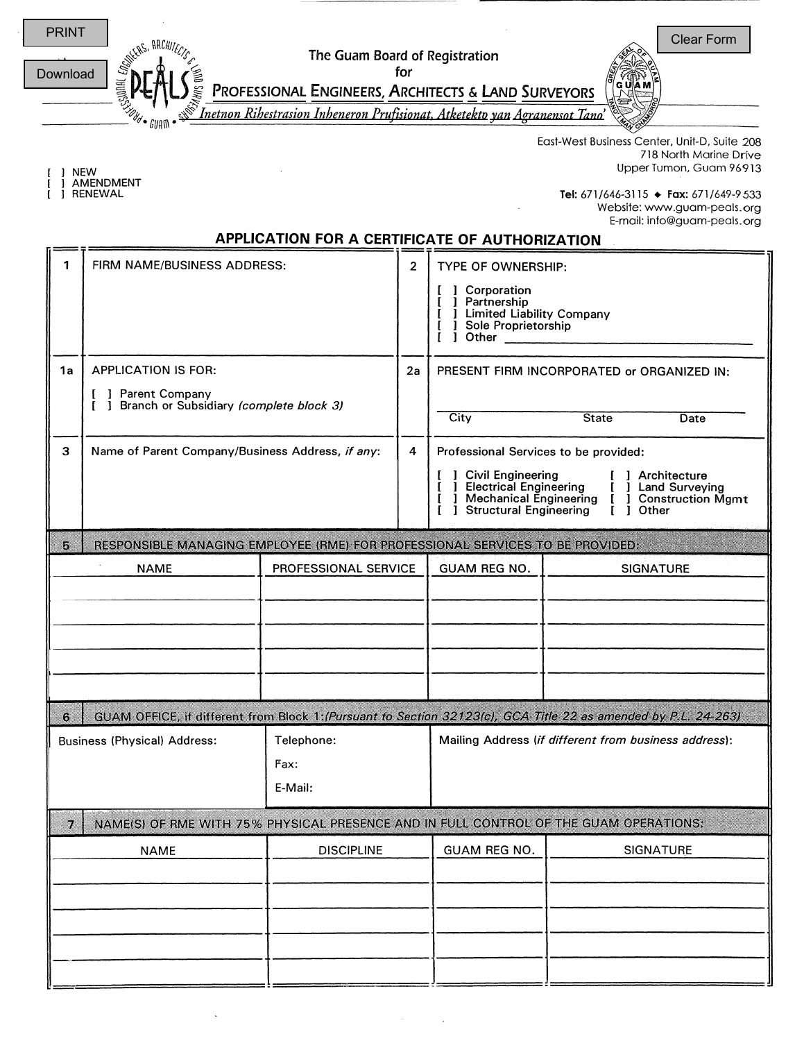PRINT

Download

Clear Form

The Guam Board of Registration
for
PROFESSIONAL ENGINEERS, ARCHITECTS & LAND SURVEYORS
*Inetnon Ribestrasion Inheneron Prufisionat, Atketekto yan Agranensot Tano'*

East-West Business Center, Unit-D, Suite 208
718 North Marine Drive
Upper Tumon, Guam 96913

Tel: 671/646-3115 ◆ Fax: 671/649-9533
Website: www.guam-peals.org
E-mail: info@guam-peals.org

[ ] NEW
[ ] AMENDMENT
[ ] RENEWAL

## APPLICATION FOR A CERTIFICATE OF AUTHORIZATION

**1** FIRM NAME/BUSINESS ADDRESS:

**2** TYPE OF OWNERSHIP:

[ ] Corporation
[ ] Partnership
[ ] Limited Liability Company
[ ] Sole Proprietorship
[ ] Other ______________________

**1a** APPLICATION IS FOR:

[ ] Parent Company
[ ] Branch or Subsidiary *(complete block 3)*

**2a** PRESENT FIRM INCORPORATED or ORGANIZED IN:

City ______ State ______ Date ______

**3** Name of Parent Company/Business Address, *if any*:

**4** Professional Services to be provided:

[ ] Civil Engineering
[ ] Electrical Engineering
[ ] Mechanical Engineering
[ ] Structural Engineering
[ ] Architecture
[ ] Land Surveying
[ ] Construction Mgmt
[ ] Other

**5** RESPONSIBLE MANAGING EMPLOYEE (RME) FOR PROFESSIONAL SERVICES TO BE PROVIDED:

| NAME | PROFESSIONAL SERVICE | GUAM REG NO. | SIGNATURE |
|---|---|---|---|
| | | | |
| | | | |
| | | | |
| | | | |
| | | | |

**6** GUAM OFFICE, if different from Block 1: *(Pursuant to Section 32123(c), GCA Title 22 as amended by P.L. 24-263)*

| Business (Physical) Address: | Telephone:<br>Fax:<br>E-Mail: | Mailing Address (*if different from business address*): |
|---|---|---|

**7** NAME(S) OF RME WITH 75% PHYSICAL PRESENCE AND IN FULL CONTROL OF THE GUAM OPERATIONS:

| NAME | DISCIPLINE | GUAM REG NO. | SIGNATURE |
|---|---|---|---|
| | | | |
| | | | |
| | | | |
| | | | |
| | | | |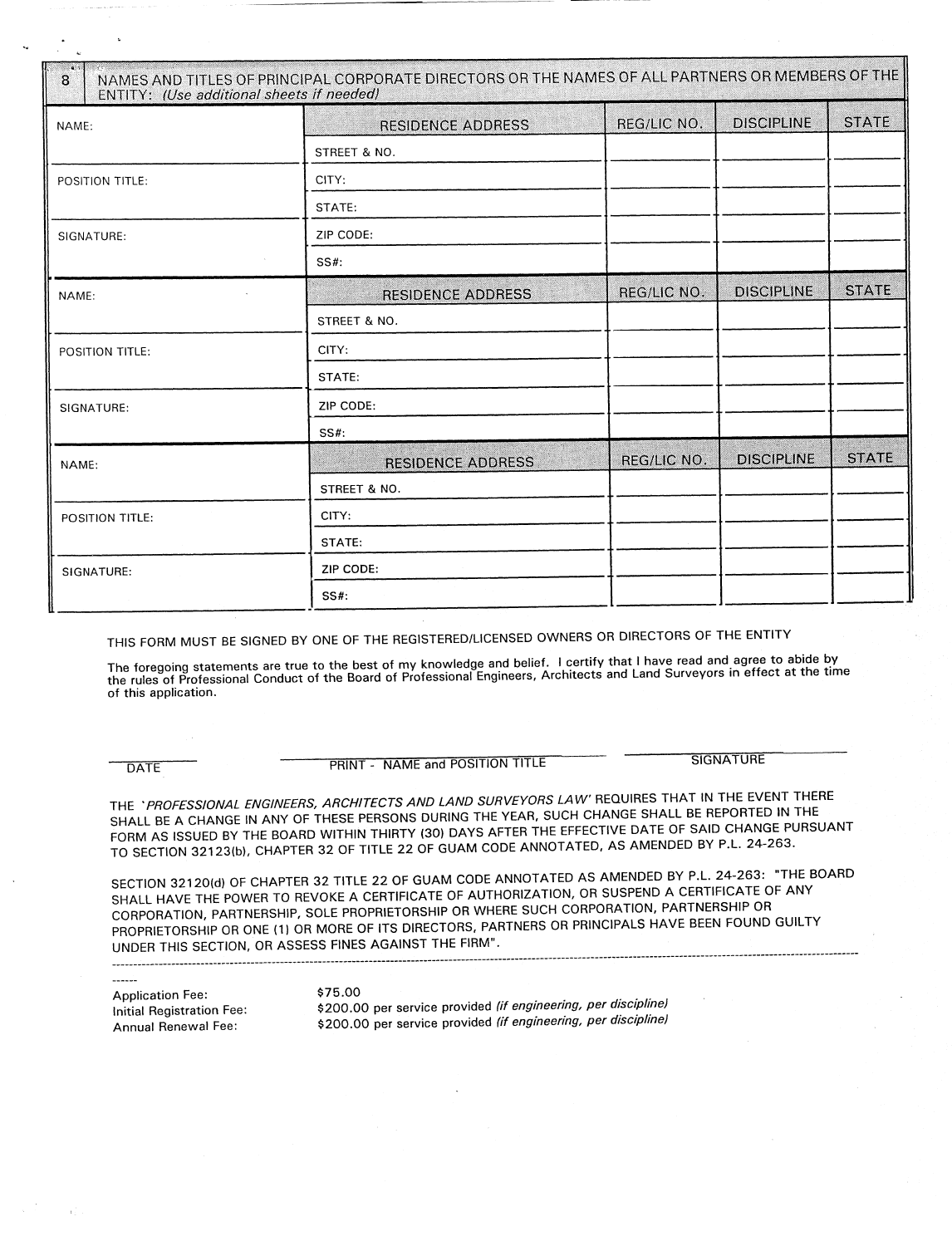## 8 NAMES AND TITLES OF PRINCIPAL CORPORATE DIRECTORS OR THE NAMES OF ALL PARTNERS OR MEMBERS OF THE ENTITY: *(Use additional sheets if needed)*

| NAME: | RESIDENCE ADDRESS | REG/LIC NO. | DISCIPLINE | STATE |
|---|---|---|---|---|
| | STREET & NO. | | | |
| POSITION TITLE: | CITY: | | | |
| | STATE: | | | |
| SIGNATURE: | ZIP CODE: | | | |
| | SS#: | | | |

| NAME: | RESIDENCE ADDRESS | REG/LIC NO. | DISCIPLINE | STATE |
|---|---|---|---|---|
| | STREET & NO. | | | |
| POSITION TITLE: | CITY: | | | |
| | STATE: | | | |
| SIGNATURE: | ZIP CODE: | | | |
| | SS#: | | | |

| NAME: | RESIDENCE ADDRESS | REG/LIC NO. | DISCIPLINE | STATE |
|---|---|---|---|---|
| | STREET & NO. | | | |
| POSITION TITLE: | CITY: | | | |
| | STATE: | | | |
| SIGNATURE: | ZIP CODE: | | | |
| | SS#: | | | |

THIS FORM MUST BE SIGNED BY ONE OF THE REGISTERED/LICENSED OWNERS OR DIRECTORS OF THE ENTITY

The foregoing statements are true to the best of my knowledge and belief. I certify that I have read and agree to abide by the rules of Professional Conduct of the Board of Professional Engineers, Architects and Land Surveyors in effect at the time of this application.

DATE ____________ PRINT - NAME and POSITION TITLE ____________________ SIGNATURE ____________________

THE *'PROFESSIONAL ENGINEERS, ARCHITECTS AND LAND SURVEYORS LAW'* REQUIRES THAT IN THE EVENT THERE SHALL BE A CHANGE IN ANY OF THESE PERSONS DURING THE YEAR, SUCH CHANGE SHALL BE REPORTED IN THE FORM AS ISSUED BY THE BOARD WITHIN THIRTY (30) DAYS AFTER THE EFFECTIVE DATE OF SAID CHANGE PURSUANT TO SECTION 32123(b), CHAPTER 32 OF TITLE 22 OF GUAM CODE ANNOTATED, AS AMENDED BY P.L. 24-263.

SECTION 32120(d) OF CHAPTER 32 TITLE 22 OF GUAM CODE ANNOTATED AS AMENDED BY P.L. 24-263: "THE BOARD SHALL HAVE THE POWER TO REVOKE A CERTIFICATE OF AUTHORIZATION, OR SUSPEND A CERTIFICATE OF ANY CORPORATION, PARTNERSHIP, SOLE PROPRIETORSHIP OR WHERE SUCH CORPORATION, PARTNERSHIP OR PROPRIETORSHIP OR ONE (1) OR MORE OF ITS DIRECTORS, PARTNERS OR PRINCIPALS HAVE BEEN FOUND GUILTY UNDER THIS SECTION, OR ASSESS FINES AGAINST THE FIRM".

---

| | |
|---|---|
| Application Fee: | $75.00 |
| Initial Registration Fee: | $200.00 per service provided *(if engineering, per discipline)* |
| Annual Renewal Fee: | $200.00 per service provided *(if engineering, per discipline)* |